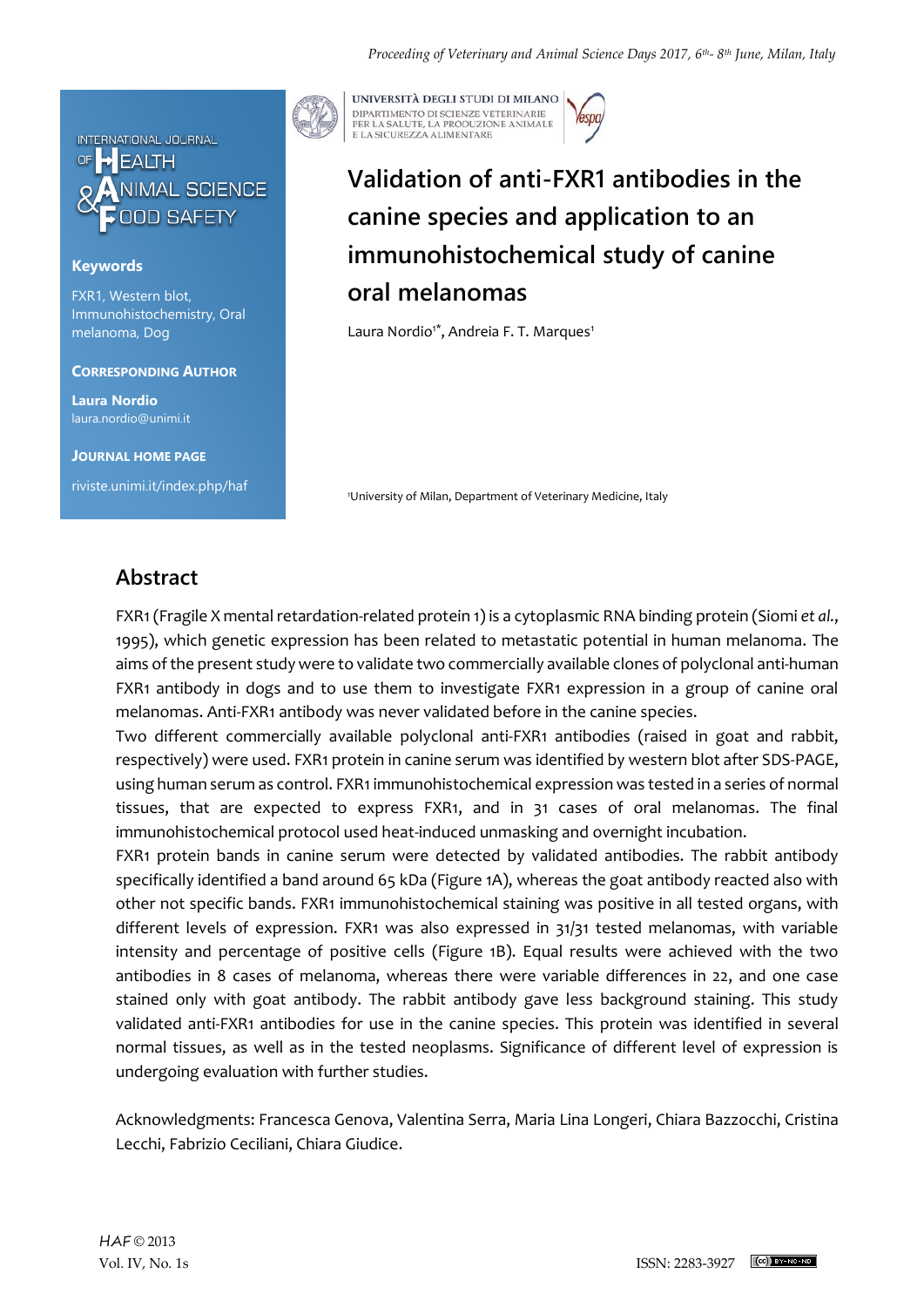INTERNATIONAL JOURNAL OF HEALTH & ANIMAL SCIENCE & FOOD SAFETY

**Keywords**

FXR1, Western blot, Immunohistochemistry, Oral melanoma, Dog

**CORRESPONDING AUTHOR**

**Laura Nordio**
laura.nordio@unimi.it

**JOURNAL HOME PAGE**

riviste.unimi.it/index.php/haf

UNIVERSITÀ DEGLI STUDI DI MILANO
DIPARTIMENTO DI SCIENZE VETERINARIE PER LA SALUTE, LA PRODUZIONE ANIMALE E LA SICUREZZA ALIMENTARE

# Validation of anti-FXR1 antibodies in the canine species and application to an immunohistochemical study of canine oral melanomas

Laura Nordio[1]*, Andreia F. T. Marques[1]

[1]University of Milan, Department of Veterinary Medicine, Italy

## Abstract

FXR1 (Fragile X mental retardation-related protein 1) is a cytoplasmic RNA binding protein (Siomi *et al.*, 1995), which genetic expression has been related to metastatic potential in human melanoma. The aims of the present study were to validate two commercially available clones of polyclonal anti-human FXR1 antibody in dogs and to use them to investigate FXR1 expression in a group of canine oral melanomas. Anti-FXR1 antibody was never validated before in the canine species.

Two different commercially available polyclonal anti-FXR1 antibodies (raised in goat and rabbit, respectively) were used. FXR1 protein in canine serum was identified by western blot after SDS-PAGE, using human serum as control. FXR1 immunohistochemical expression was tested in a series of normal tissues, that are expected to express FXR1, and in 31 cases of oral melanomas. The final immunohistochemical protocol used heat-induced unmasking and overnight incubation.

FXR1 protein bands in canine serum were detected by validated antibodies. The rabbit antibody specifically identified a band around 65 kDa (Figure 1A), whereas the goat antibody reacted also with other not specific bands. FXR1 immunohistochemical staining was positive in all tested organs, with different levels of expression. FXR1 was also expressed in 31/31 tested melanomas, with variable intensity and percentage of positive cells (Figure 1B). Equal results were achieved with the two antibodies in 8 cases of melanoma, whereas there were variable differences in 22, and one case stained only with goat antibody. The rabbit antibody gave less background staining. This study validated anti-FXR1 antibodies for use in the canine species. This protein was identified in several normal tissues, as well as in the tested neoplasms. Significance of different level of expression is undergoing evaluation with further studies.

Acknowledgments: Francesca Genova, Valentina Serra, Maria Lina Longeri, Chiara Bazzocchi, Cristina Lecchi, Fabrizio Ceciliani, Chiara Giudice.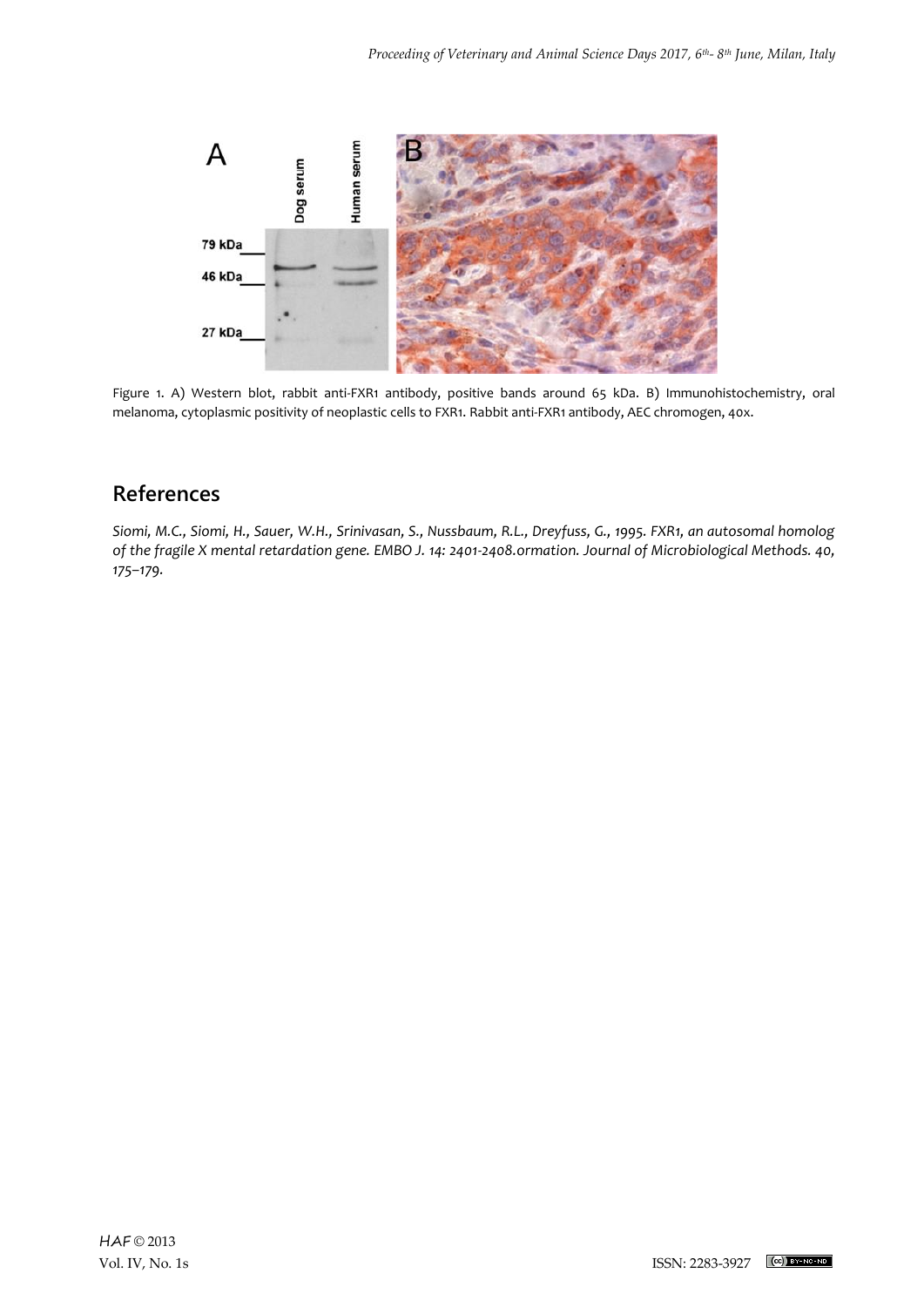A

Dog serum

Human serum

79 kDa

46 kDa

27 kDa

B

Figure 1. A) Western blot, rabbit anti-FXR1 antibody, positive bands around 65 kDa. B) Immunohistochemistry, oral melanoma, cytoplasmic positivity of neoplastic cells to FXR1. Rabbit anti-FXR1 antibody, AEC chromogen, 40x.

## References

*Siomi, M.C., Siomi, H., Sauer, W.H., Srinivasan, S., Nussbaum, R.L., Dreyfuss, G., 1995. FXR1, an autosomal homolog of the fragile X mental retardation gene. EMBO J. 14: 2401-2408.ormation. Journal of Microbiological Methods. 40, 175–179.*